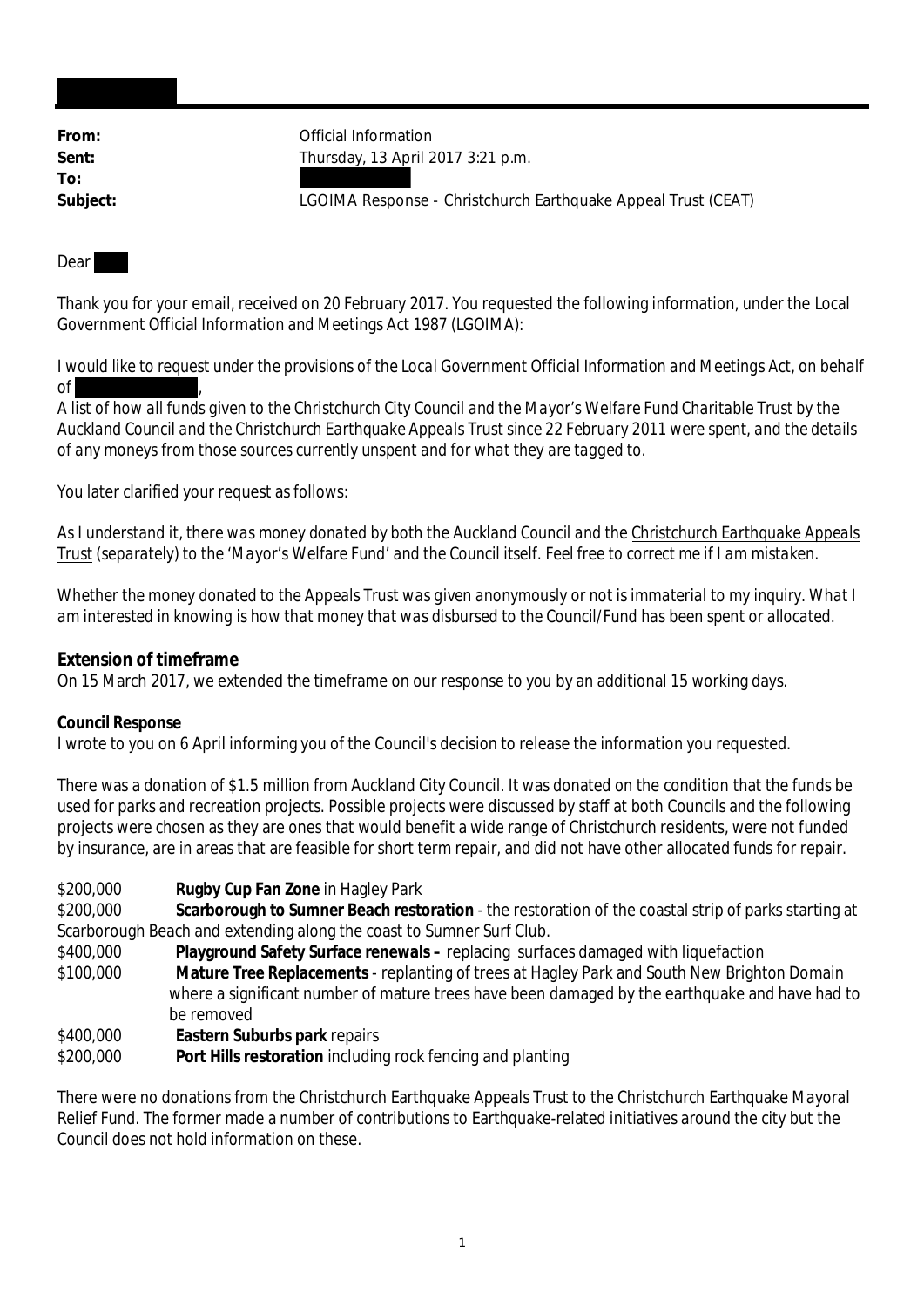**From:** Official Information
**Sent:** Thursday, 13 April 2017 3:21 p.m.
**To:**
**Subject:** LGOIMA Response - Christchurch Earthquake Appeal Trust (CEAT)

Dear

Thank you for your email, received on 20 February 2017. You requested the following information, under the Local Government Official Information and Meetings Act 1987 (LGOIMA):

*I would like to request under the provisions of the Local Government Official Information and Meetings Act, on behalf of ,*
*A list of how all funds given to the Christchurch City Council and the Mayor's Welfare Fund Charitable Trust by the Auckland Council and the Christchurch Earthquake Appeals Trust since 22 February 2011 were spent, and the details of any moneys from those sources currently unspent and for what they are tagged to.*

You later clarified your request as follows:

*As I understand it, there was money donated by both the Auckland Council and the Christchurch Earthquake Appeals Trust (separately) to the 'Mayor's Welfare Fund' and the Council itself. Feel free to correct me if I am mistaken.*

*Whether the money donated to the Appeals Trust was given anonymously or not is immaterial to my inquiry. What I am interested in knowing is how that money that was disbursed to the Council/Fund has been spent or allocated.*

**Extension of timeframe**

On 15 March 2017, we extended the timeframe on our response to you by an additional 15 working days.

**Council Response**

I wrote to you on 6 April informing you of the Council's decision to release the information you requested.

There was a donation of $1.5 million from Auckland City Council. It was donated on the condition that the funds be used for parks and recreation projects. Possible projects were discussed by staff at both Councils and the following projects were chosen as they are ones that would benefit a wide range of Christchurch residents, were not funded by insurance, are in areas that are feasible for short term repair, and did not have other allocated funds for repair.

$200,000 **Rugby Cup Fan Zone** in Hagley Park

$200,000 **Scarborough to Sumner Beach restoration** - the restoration of the coastal strip of parks starting at Scarborough Beach and extending along the coast to Sumner Surf Club.

$400,000 **Playground Safety Surface renewals –** replacing surfaces damaged with liquefaction

$100,000 **Mature Tree Replacements** - replanting of trees at Hagley Park and South New Brighton Domain where a significant number of mature trees have been damaged by the earthquake and have had to be removed

$400,000 **Eastern Suburbs park** repairs

$200,000 **Port Hills restoration** including rock fencing and planting

There were no donations from the Christchurch Earthquake Appeals Trust to the Christchurch Earthquake Mayoral Relief Fund. The former made a number of contributions to Earthquake-related initiatives around the city but the Council does not hold information on these.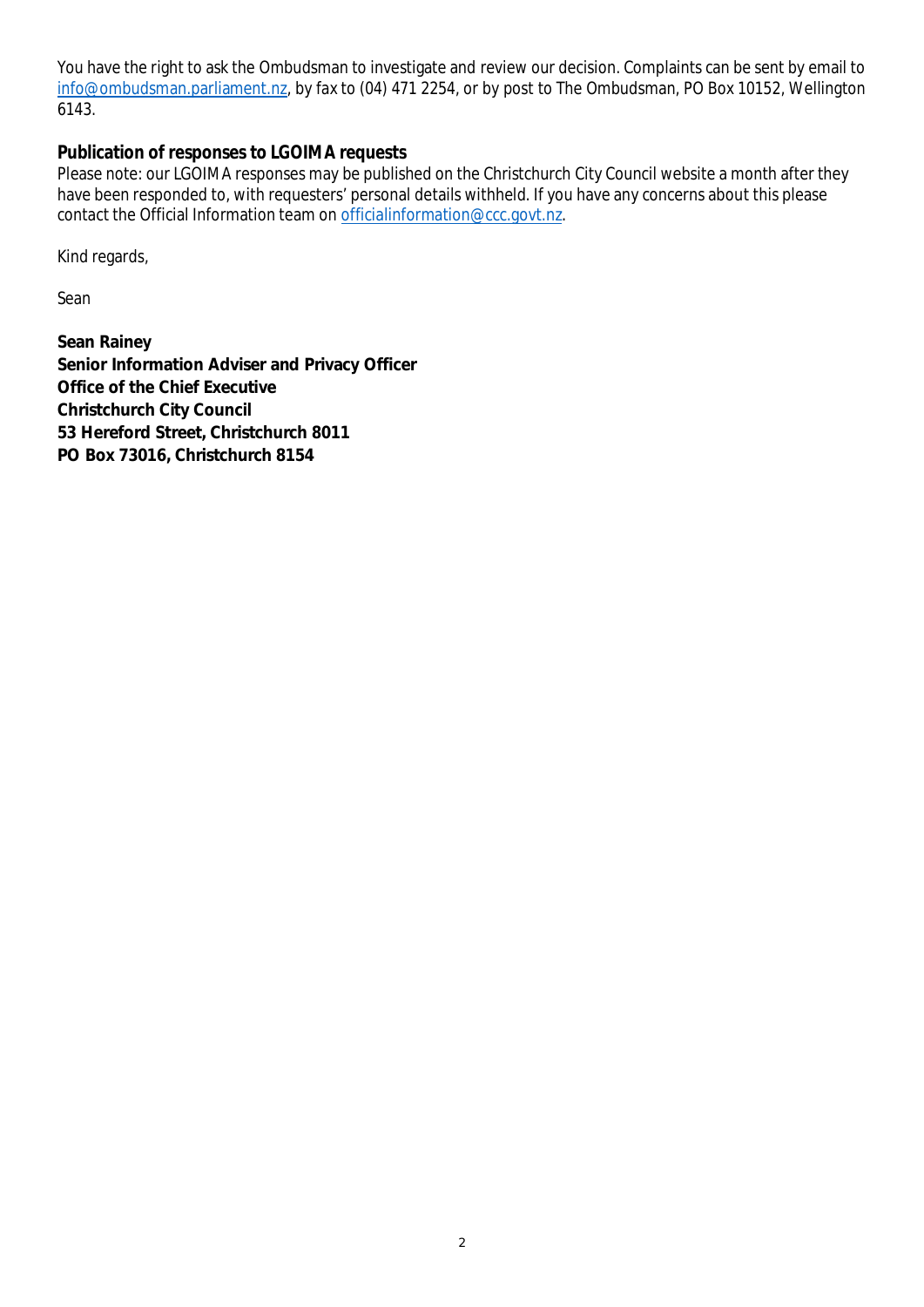You have the right to ask the Ombudsman to investigate and review our decision. Complaints can be sent by email to info@ombudsman.parliament.nz, by fax to (04) 471 2254, or by post to The Ombudsman, PO Box 10152, Wellington 6143.

**Publication of responses to LGOIMA requests**

Please note: our LGOIMA responses may be published on the Christchurch City Council website a month after they have been responded to, with requesters' personal details withheld. If you have any concerns about this please contact the Official Information team on officialinformation@ccc.govt.nz.

Kind regards,

Sean

**Sean Rainey**
**Senior Information Adviser and Privacy Officer**
**Office of the Chief Executive**
**Christchurch City Council**
**53 Hereford Street, Christchurch 8011**
**PO Box 73016, Christchurch 8154**